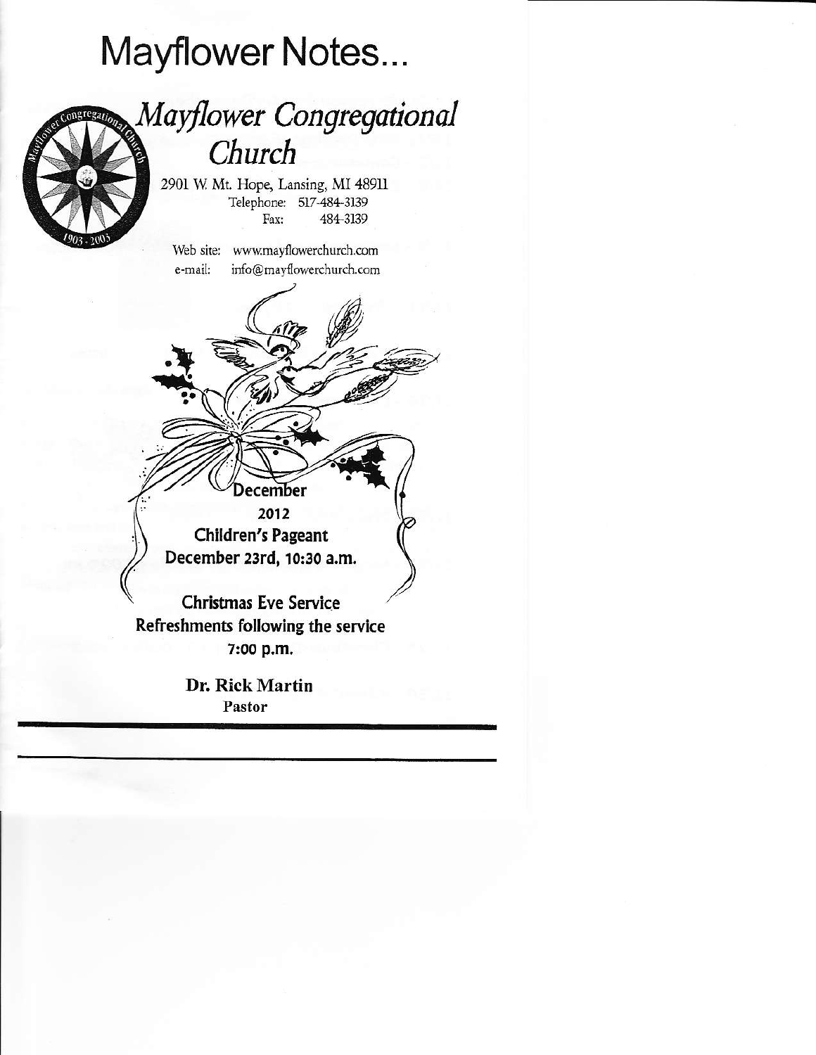# Mayflower Notes...

## *Mayflower Congregational Church*

2901 W. Mt. Hope, Lansing, MI 48911
Telephone: 517-484-3139
Fax: 484-3139

Web site: www.mayflowerchurch.com
e-mail: info@mayflowerchurch.com

**December**
**2012**
**Children's Pageant**
**December 23rd, 10:30 a.m.**

Christmas Eve Service
Refreshments following the service
7:00 p.m.

**Dr. Rick Martin**
**Pastor**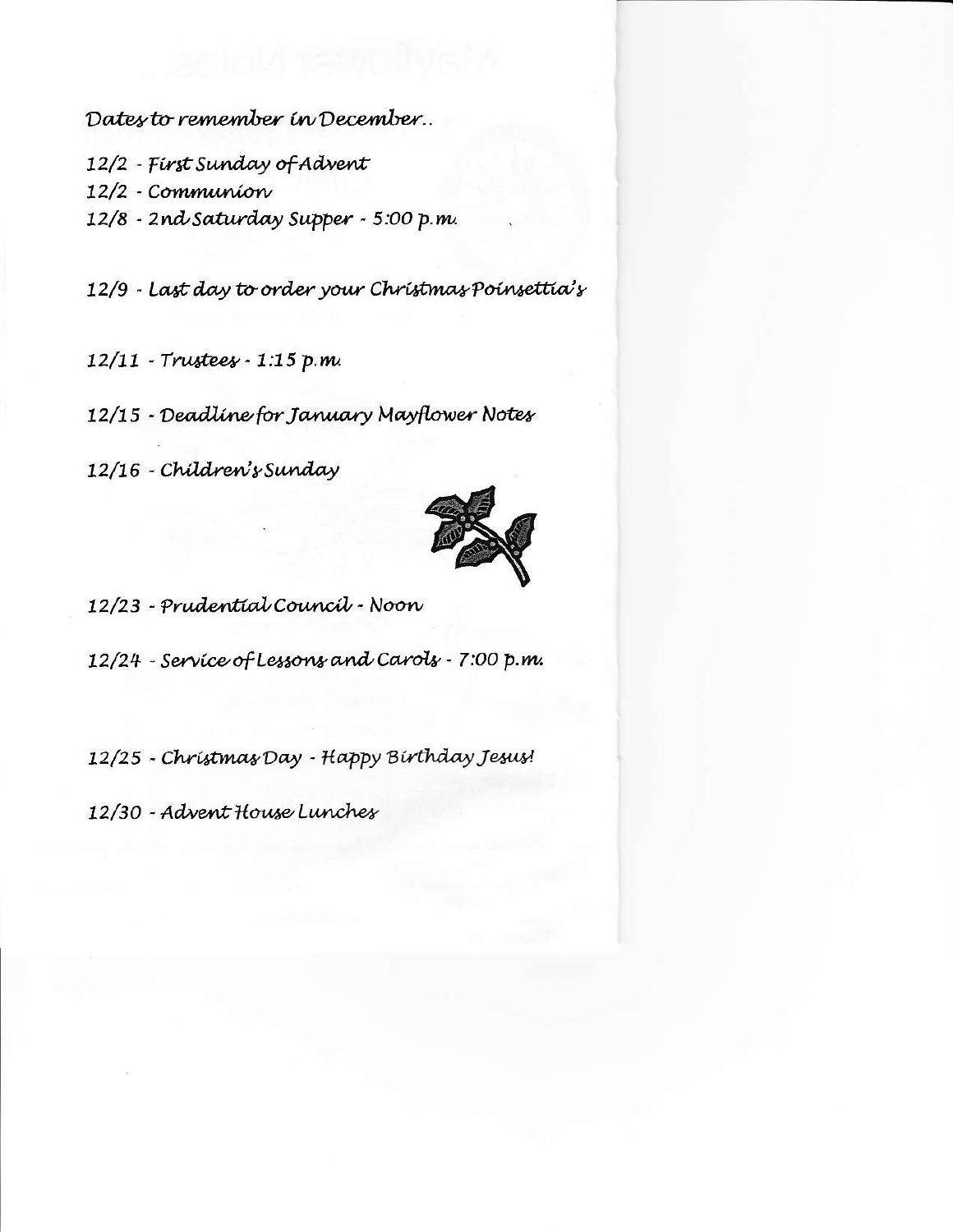*Dates to remember in December..*

12/2 - First Sunday of Advent

12/2 - Communion

12/8 - 2nd Saturday Supper - 5:00 p.m.

12/9 - Last day to order your Christmas Poinsettia's

12/11 - Trustees - 1:15 p.m.

12/15 - Deadline for January Mayflower Notes

12/16 - Children's Sunday

12/23 - Prudential Council - Noon

12/24 - Service of Lessons and Carols - 7:00 p.m.

12/25 - Christmas Day - Happy Birthday Jesus!

12/30 - Advent House Lunches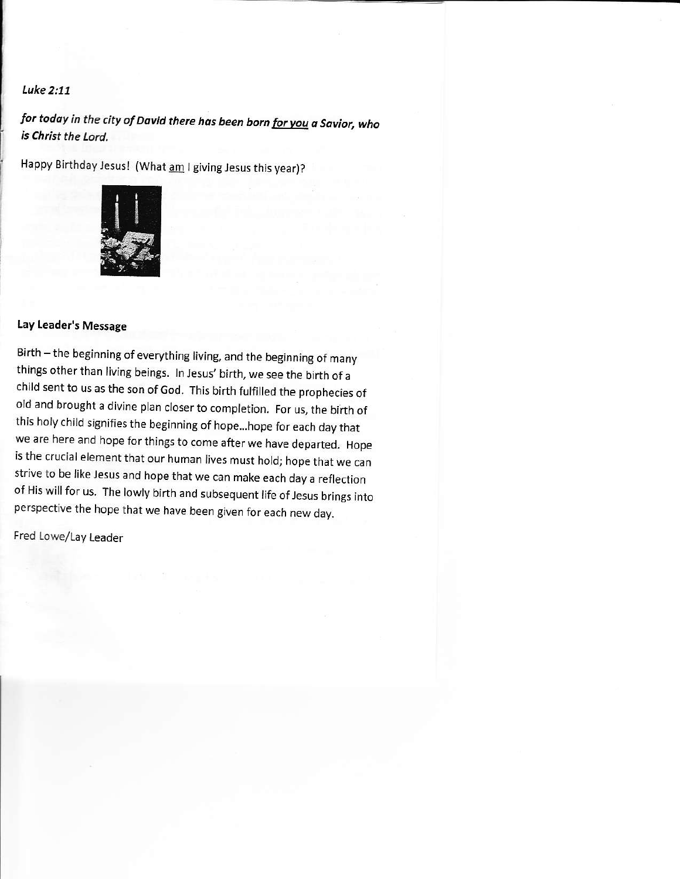*Luke 2:11*

***for today in the city of David there has been born <u>for you</u> a Savior, who is Christ the Lord.***

Happy Birthday Jesus! (What <u>am</u> I giving Jesus this year)?

**Lay Leader's Message**

Birth – the beginning of everything living, and the beginning of many things other than living beings. In Jesus' birth, we see the birth of a child sent to us as the son of God. This birth fulfilled the prophecies of old and brought a divine plan closer to completion. For us, the birth of this holy child signifies the beginning of hope...hope for each day that we are here and hope for things to come after we have departed. Hope is the crucial element that our human lives must hold; hope that we can strive to be like Jesus and hope that we can make each day a reflection of His will for us. The lowly birth and subsequent life of Jesus brings into perspective the hope that we have been given for each new day.

Fred Lowe/Lay Leader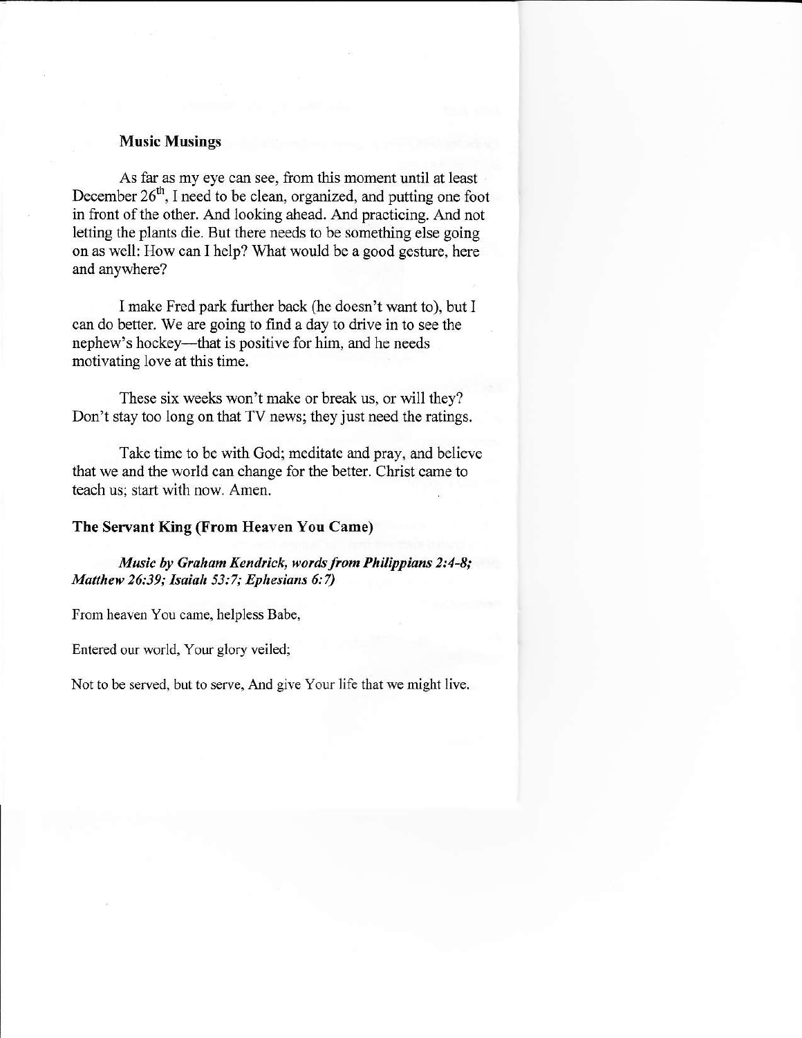### Music Musings

As far as my eye can see, from this moment until at least December 26th, I need to be clean, organized, and putting one foot in front of the other. And looking ahead. And practicing. And not letting the plants die. But there needs to be something else going on as well: How can I help? What would be a good gesture, here and anywhere?

I make Fred park further back (he doesn't want to), but I can do better. We are going to find a day to drive in to see the nephew's hockey—that is positive for him, and he needs motivating love at this time.

These six weeks won't make or break us, or will they? Don't stay too long on that TV news; they just need the ratings.

Take time to be with God; meditate and pray, and believe that we and the world can change for the better. Christ came to teach us; start with now. Amen.

### The Servant King (From Heaven You Came)

***Music by Graham Kendrick, words from Philippians 2:4-8; Matthew 26:39; Isaiah 53:7; Ephesians 6:7)***

From heaven You came, helpless Babe,

Entered our world, Your glory veiled;

Not to be served, but to serve, And give Your life that we might live.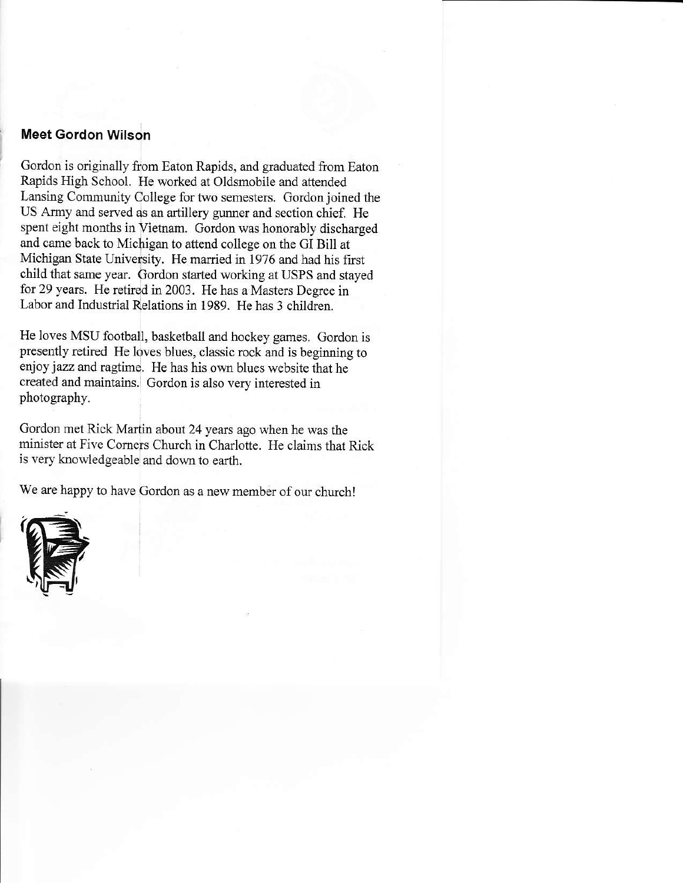## Meet Gordon Wilson

Gordon is originally from Eaton Rapids, and graduated from Eaton Rapids High School. He worked at Oldsmobile and attended Lansing Community College for two semesters. Gordon joined the US Army and served as an artillery gunner and section chief. He spent eight months in Vietnam. Gordon was honorably discharged and came back to Michigan to attend college on the GI Bill at Michigan State University. He married in 1976 and had his first child that same year. Gordon started working at USPS and stayed for 29 years. He retired in 2003. He has a Masters Degree in Labor and Industrial Relations in 1989. He has 3 children.

He loves MSU football, basketball and hockey games. Gordon is presently retired He loves blues, classic rock and is beginning to enjoy jazz and ragtime. He has his own blues website that he created and maintains. Gordon is also very interested in photography.

Gordon met Rick Martin about 24 years ago when he was the minister at Five Corners Church in Charlotte. He claims that Rick is very knowledgeable and down to earth.

We are happy to have Gordon as a new member of our church!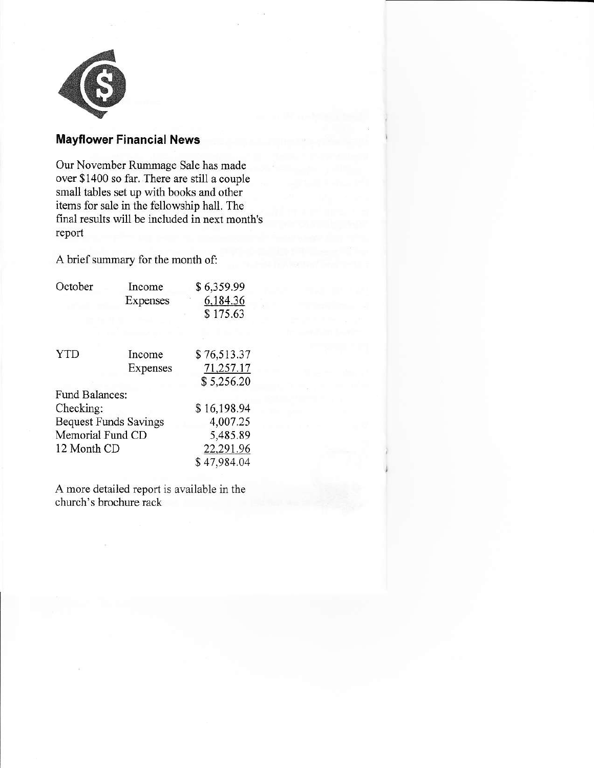## Mayflower Financial News

Our November Rummage Sale has made over $1400 so far. There are still a couple small tables set up with books and other items for sale in the fellowship hall. The final results will be included in next month's report

A brief summary for the month of:

| | | |
|---|---|---|
| October | Income | $ 6,359.99 |
| | Expenses | 6,184.36 |
| | | $ 175.63 |
| YTD | Income | $ 76,513.37 |
| | Expenses | 71,257.17 |
| | | $ 5,256.20 |
| Fund Balances: | | |
| Checking: | | $ 16,198.94 |
| Bequest Funds Savings | | 4,007.25 |
| Memorial Fund CD | | 5,485.89 |
| 12 Month CD | | 22,291.96 |
| | | $ 47,984.04 |

A more detailed report is available in the church's brochure rack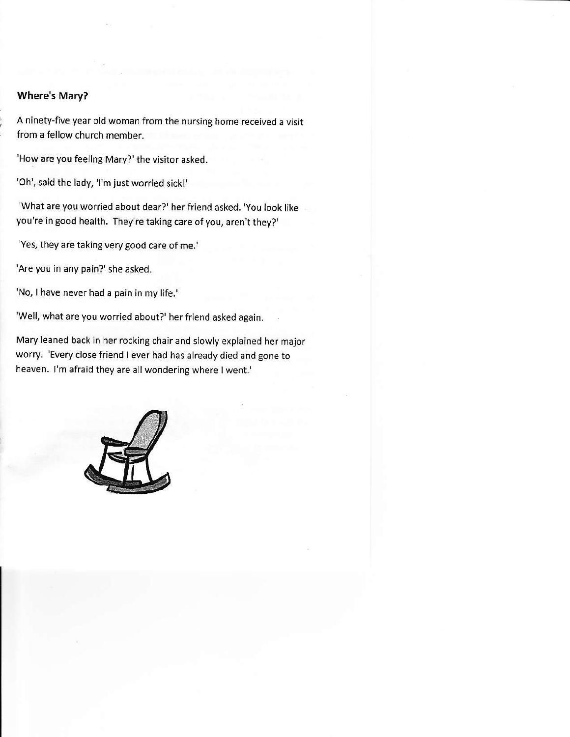**Where's Mary?**

A ninety-five year old woman from the nursing home received a visit from a fellow church member.

'How are you feeling Mary?' the visitor asked.

'Oh', said the lady, 'I'm just worried sick!'

'What are you worried about dear?' her friend asked. 'You look like you're in good health. They're taking care of you, aren't they?'

'Yes, they are taking very good care of me.'

'Are you in any pain?' she asked.

'No, I have never had a pain in my life.'

'Well, what are you worried about?' her friend asked again.

Mary leaned back in her rocking chair and slowly explained her major worry. 'Every close friend I ever had has already died and gone to heaven. I'm afraid they are all wondering where I went.'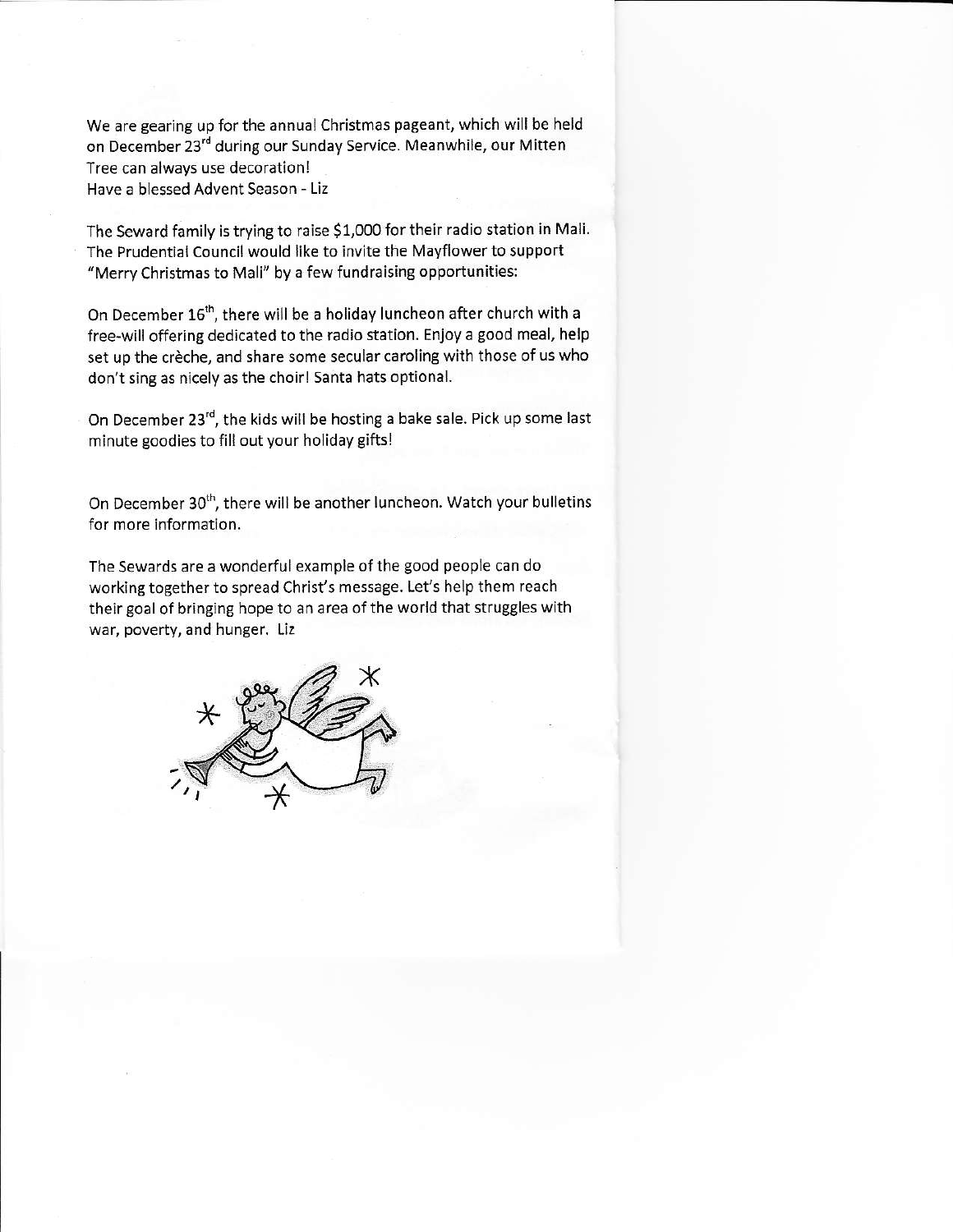We are gearing up for the annual Christmas pageant, which will be held on December 23rd during our Sunday Service. Meanwhile, our Mitten Tree can always use decoration!
Have a blessed Advent Season - Liz

The Seward family is trying to raise $1,000 for their radio station in Mali. The Prudential Council would like to invite the Mayflower to support "Merry Christmas to Mali" by a few fundraising opportunities:

On December 16th, there will be a holiday luncheon after church with a free-will offering dedicated to the radio station. Enjoy a good meal, help set up the crèche, and share some secular caroling with those of us who don't sing as nicely as the choir! Santa hats optional.

On December 23rd, the kids will be hosting a bake sale. Pick up some last minute goodies to fill out your holiday gifts!

On December 30th, there will be another luncheon. Watch your bulletins for more information.

The Sewards are a wonderful example of the good people can do working together to spread Christ's message. Let's help them reach their goal of bringing hope to an area of the world that struggles with war, poverty, and hunger. Liz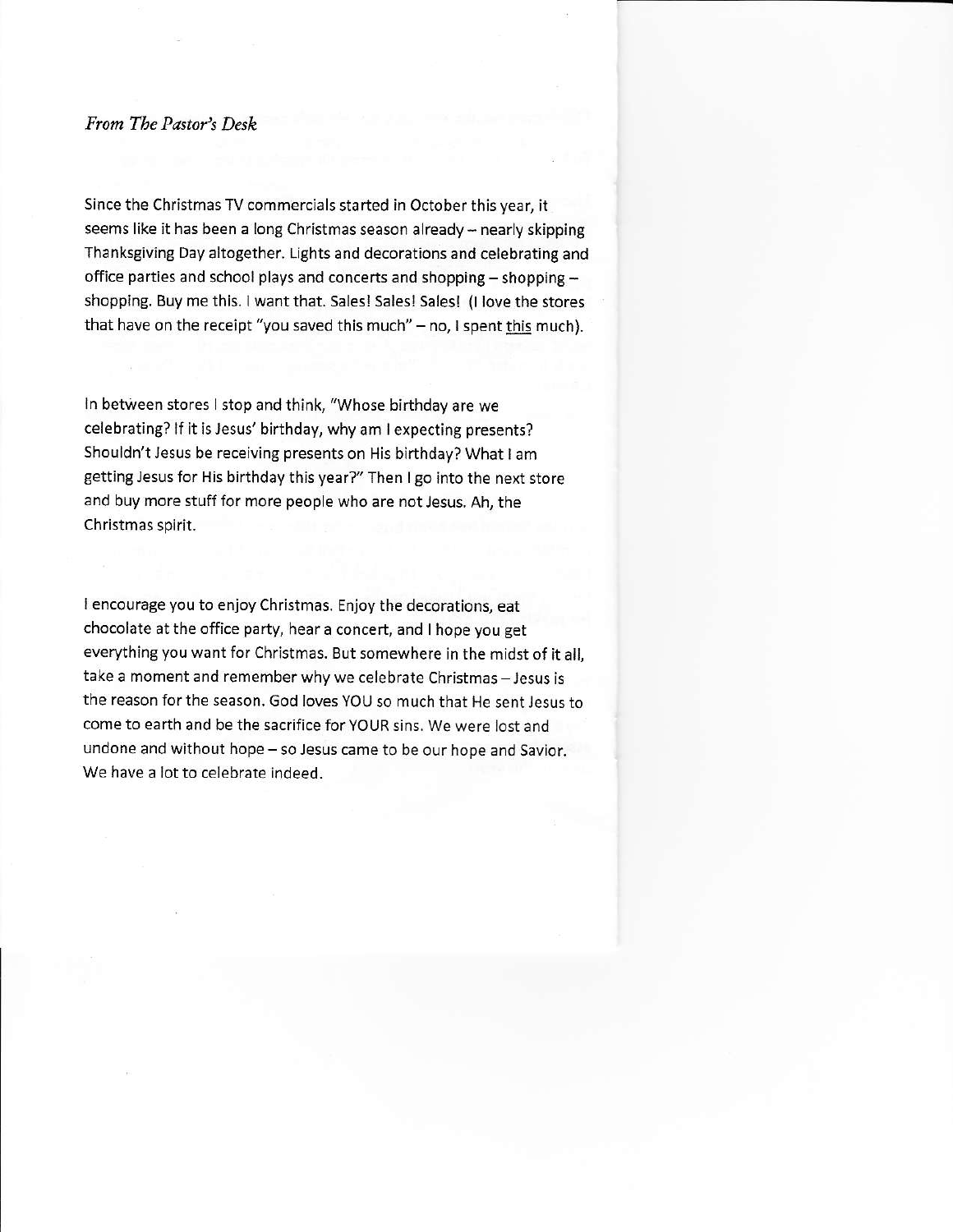*From The Pastor's Desk*

Since the Christmas TV commercials started in October this year, it seems like it has been a long Christmas season already – nearly skipping Thanksgiving Day altogether. Lights and decorations and celebrating and office parties and school plays and concerts and shopping – shopping – shopping. Buy me this. I want that. Sales! Sales! Sales! (I love the stores that have on the receipt "you saved this much" – no, I spent <u>this</u> much).

In between stores I stop and think, "Whose birthday are we celebrating? If it is Jesus' birthday, why am I expecting presents? Shouldn't Jesus be receiving presents on His birthday? What I am getting Jesus for His birthday this year?" Then I go into the next store and buy more stuff for more people who are not Jesus. Ah, the Christmas spirit.

I encourage you to enjoy Christmas. Enjoy the decorations, eat chocolate at the office party, hear a concert, and I hope you get everything you want for Christmas. But somewhere in the midst of it all, take a moment and remember why we celebrate Christmas – Jesus is the reason for the season. God loves YOU so much that He sent Jesus to come to earth and be the sacrifice for YOUR sins. We were lost and undone and without hope – so Jesus came to be our hope and Savior. We have a lot to celebrate indeed.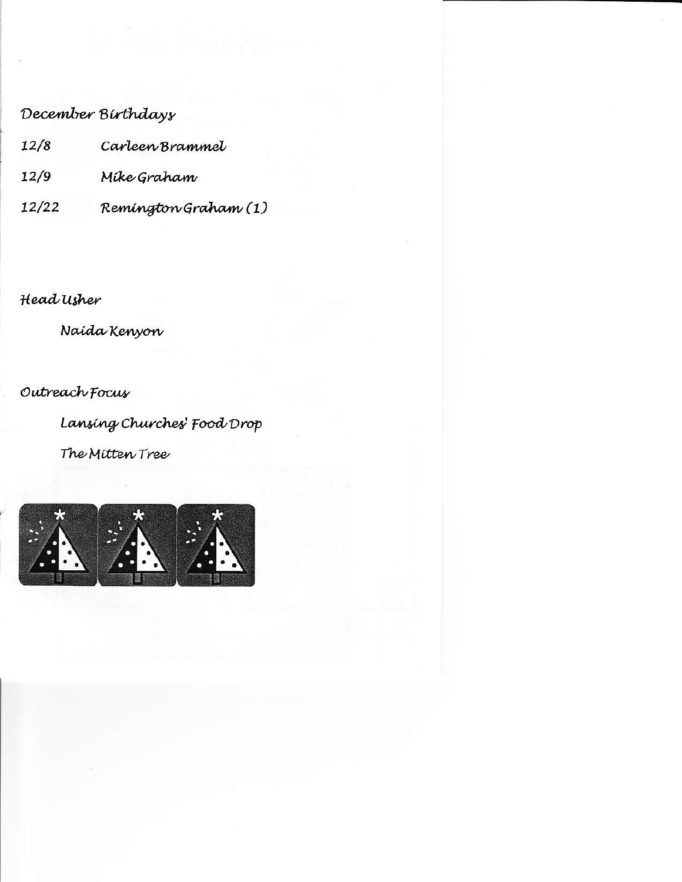## December Birthdays

| | |
|---|---|
| 12/8 | Carleen Brammel |
| 12/9 | Mike Graham |
| 12/22 | Remington Graham (1) |

## Head Usher

Naida Kenyon

## Outreach Focus

Lansing Churches' Food Drop

The Mitten Tree